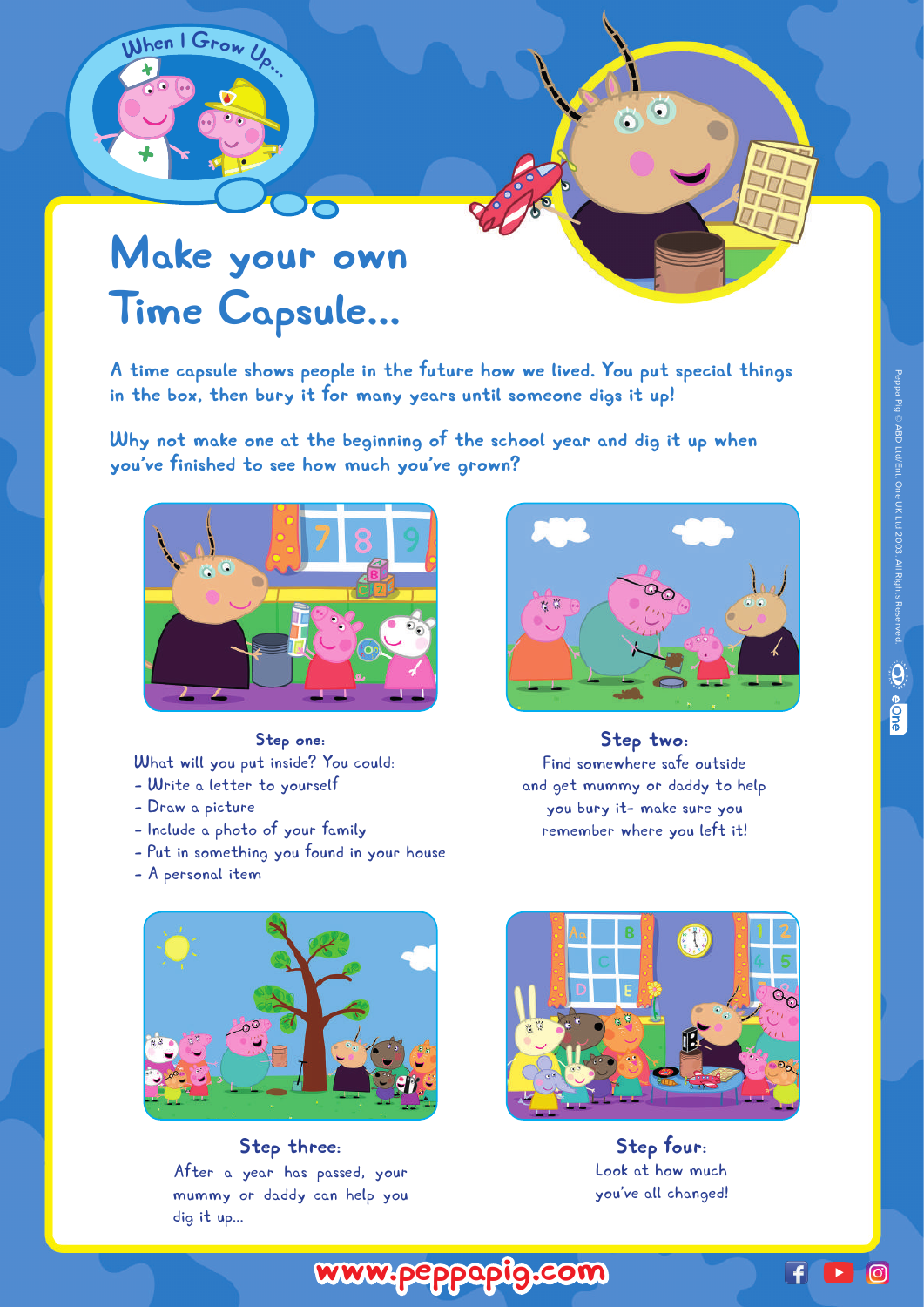When I Grow Up...

# Make your own Time Capsule...

A time capsule shows people in the future how we lived. You put special things in the box, then bury it for many years until someone digs it up!

Why not make one at the beginning of the school year and dig it up when you've finished to see how much you've grown?

### Step one:

What will you put inside? You could:

- Write a letter to yourself
- Draw a picture
- Include a photo of your family
- Put in something you found in your house
- A personal item

### Step two:

Find somewhere safe outside and get mummy or daddy to help you bury it- make sure you remember where you left it!

### Step three:

After a year has passed, your mummy or daddy can help you dig it up...

### Step four:

Look at how much you've all changed!

Peppa Pig © ABD Ltd/Ent. One UK Ltd 2003. All Rights Reserved.

www.peppapig.com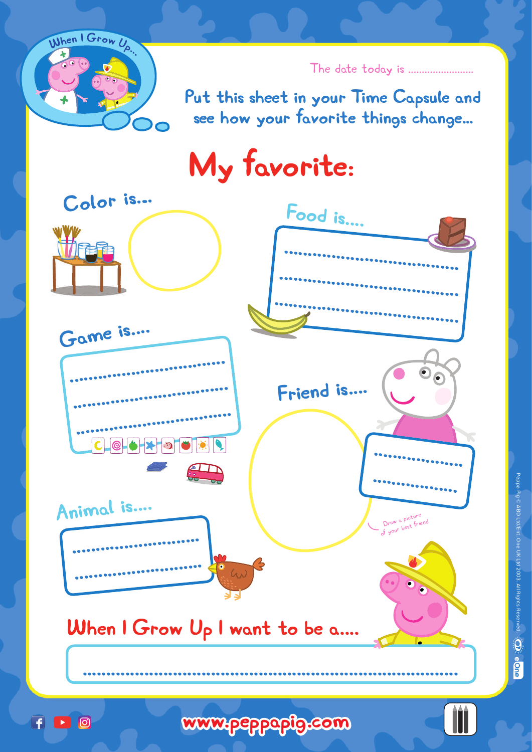When I Grow Up...

The date today is .......................

Put this sheet in your Time Capsule and see how your favorite things change...

# My favorite:

## Color is...

## Food is....

..................................

..................................

..................................

## Game is....

..................................

..................................

..................................

## Friend is....

..................

..................

Draw a picture of your best friend

## Animal is....

..............................

..............................

## When I Grow Up I want to be a....

..........................................................................................

Peppa Pig © ABD Ltd/Ent. One UK Ltd 2003. All Rights Reserved.

www.peppapig.com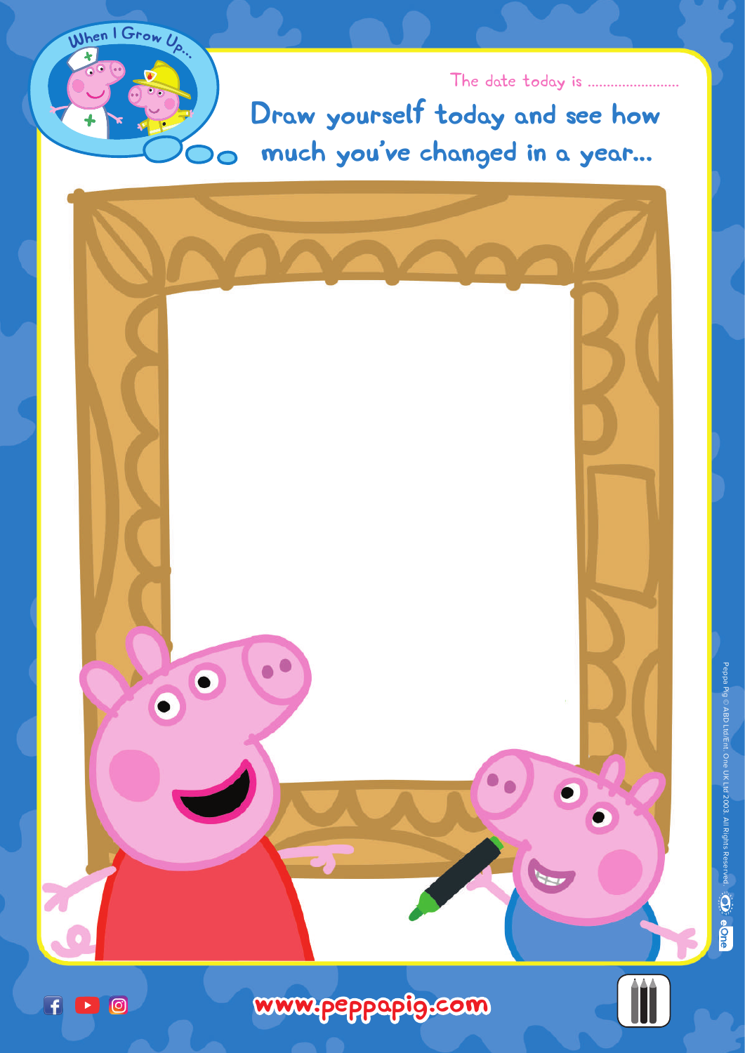When I Grow Up...

The date today is ........................

# Draw yourself today and see how much you've changed in a year...

Peppa Pig © ABD Ltd/Ent. One UK Ltd 2003. All Rights Reserved.

eOne

www.peppapig.com